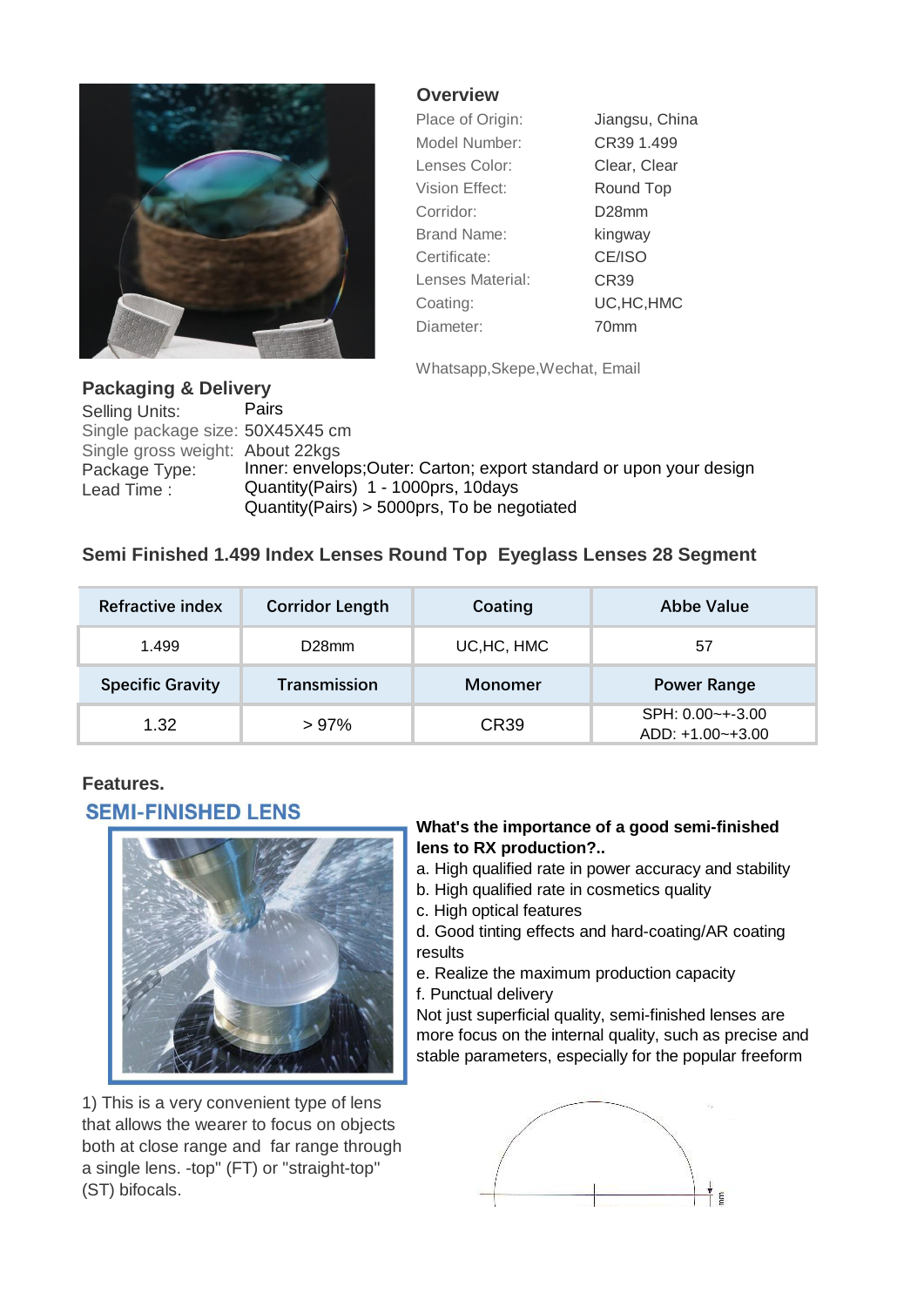## Overview

| | |
|---|---|
| Place of Origin: | Jiangsu, China |
| Model Number: | CR39 1.499 |
| Lenses Color: | Clear, Clear |
| Vision Effect: | Round Top |
| Corridor: | D28mm |
| Brand Name: | kingway |
| Certificate: | CE/ISO |
| Lenses Material: | CR39 |
| Coating: | UC,HC,HMC |
| Diameter: | 70mm |

Whatsapp,Skepe,Wechat, Email

## Packaging & Delivery

| | |
|---|---|
| Selling Units: | Pairs |
| Single package size: | 50X45X45 cm |
| Single gross weight: | About 22kgs |
| Package Type: | Inner: envelops;Outer: Carton; export standard or upon your design |
| Lead Time : | Quantity(Pairs) 1 - 1000prs, 10days<br>Quantity(Pairs) > 5000prs, To be negotiated |

## Semi Finished 1.499 Index Lenses Round Top Eyeglass Lenses 28 Segment

| Refractive index | Corridor Length | Coating | Abbe Value |
|---|---|---|---|
| 1.499 | D28mm | UC,HC, HMC | 57 |
| **Specific Gravity** | **Transmission** | **Monomer** | **Power Range** |
| 1.32 | > 97% | CR39 | SPH: 0.00~+-3.00<br>ADD: +1.00~+3.00 |

## Features.

### SEMI-FINISHED LENS

**What's the importance of a good semi-finished lens to RX production?..**

a. High qualified rate in power accuracy and stability
b. High qualified rate in cosmetics quality
c. High optical features
d. Good tinting effects and hard-coating/AR coating results
e. Realize the maximum production capacity
f. Punctual delivery

Not just superficial quality, semi-finished lenses are more focus on the internal quality, such as precise and stable parameters, especially for the popular freeform

1) This is a very convenient type of lens that allows the wearer to focus on objects both at close range and far range through a single lens. -top" (FT) or "straight-top" (ST) bifocals.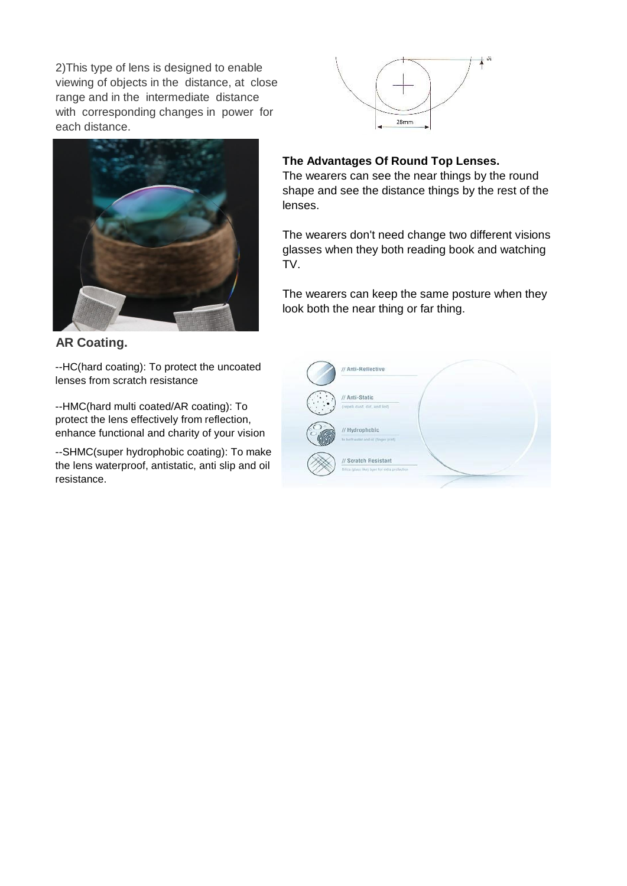2)This type of lens is designed to enable viewing of objects in the distance, at close range and in the intermediate distance with corresponding changes in power for each distance.

28mm

5

**The Advantages Of Round Top Lenses.**

The wearers can see the near things by the round shape and see the distance things by the rest of the lenses.

The wearers don't need change two different visions glasses when they both reading book and watching TV.

The wearers can keep the same posture when they look both the near thing or far thing.

**AR Coating.**

--HC(hard coating): To protect the uncoated lenses from scratch resistance

--HMC(hard multi coated/AR coating): To protect the lens effectively from reflection, enhance functional and charity of your vision

--SHMC(super hydrophobic coating): To make the lens waterproof, antistatic, anti slip and oil resistance.

// Anti-Reflective

// Anti-Static
(repels dust, dirt, and lint)

// Hydrophobic
to keep water and oil (finger print)

// Scratch Resistant
Silica (glass like) layer for extra protection